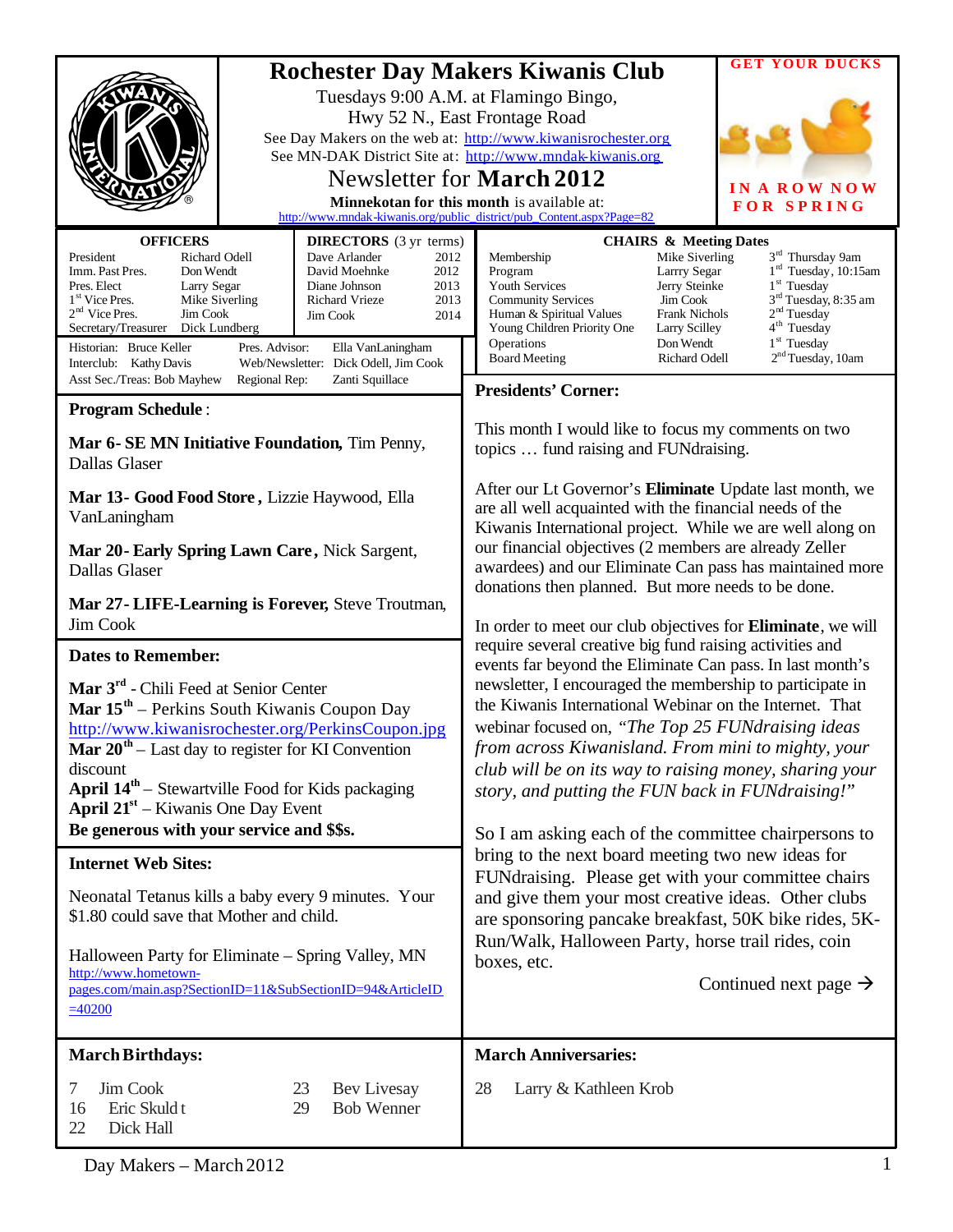# Rochester Day Makers Kiwanis Club

Tuesdays 9:00 A.M. at Flamingo Bingo,
Hwy 52 N., East Frontage Road

See Day Makers on the web at: http://www.kiwanisrochester.org
See MN-DAK District Site at: http://www.mndak-kiwanis.org

## Newsletter for **March 2012**

**Minnekotan for this month** is available at:
http://www.mndak-kiwanis.org/public_district/pub_Content.aspx?Page=82

**GET YOUR DUCKS IN A ROW NOW FOR SPRING**

### OFFICERS

| | |
|---|---|
| President | Richard Odell |
| Imm. Past Pres. | Don Wendt |
| Pres. Elect | Larry Segar |
| 1st Vice Pres. | Mike Siverling |
| 2nd Vice Pres. | Jim Cook |
| Secretary/Treasurer | Dick Lundberg |

### DIRECTORS (3 yr terms)

| | |
|---|---|
| Dave Arlander | 2012 |
| David Moehnke | 2012 |
| Diane Johnson | 2013 |
| Richard Vrieze | 2013 |
| Jim Cook | 2014 |

| | | | |
|---|---|---|---|
| Historian: | Bruce Keller | Pres. Advisor: | Ella VanLaningham |
| Interclub: | Kathy Davis | Web/Newsletter: | Dick Odell, Jim Cook |
| Asst Sec./Treas: | Bob Mayhew | Regional Rep: | Zanti Squillace |

### CHAIRS & Meeting Dates

| | | |
|---|---|---|
| Membership | Mike Siverling | 3rd Thursday 9am |
| Program | Larrry Segar | 1st Tuesday, 10:15am |
| Youth Services | Jerry Steinke | 1st Tuesday |
| Community Services | Jim Cook | 3rd Tuesday, 8:35 am |
| Human & Spiritual Values | Frank Nichols | 2nd Tuesday |
| Young Children Priority One | Larry Scilley | 4th Tuesday |
| Operations | Don Wendt | 1st Tuesday |
| Board Meeting | Richard Odell | 2nd Tuesday, 10am |

## Program Schedule:

**Mar 6- SE MN Initiative Foundation,** Tim Penny, Dallas Glaser

**Mar 13- Good Food Store ,** Lizzie Haywood, Ella VanLaningham

**Mar 20- Early Spring Lawn Care ,** Nick Sargent, Dallas Glaser

**Mar 27- LIFE-Learning is Forever,** Steve Troutman, Jim Cook

## Dates to Remember:

**Mar 3rd** - Chili Feed at Senior Center
**Mar 15th** – Perkins South Kiwanis Coupon Day
http://www.kiwanisrochester.org/PerkinsCoupon.jpg
**Mar 20th** – Last day to register for KI Convention discount
**April 14th** – Stewartville Food for Kids packaging
**April 21st** – Kiwanis One Day Event
**Be generous with your service and $$s.**

## Internet Web Sites:

Neonatal Tetanus kills a baby every 9 minutes. Your $1.80 could save that Mother and child.

Halloween Party for Eliminate – Spring Valley, MN
http://www.hometown-pages.com/main.asp?SectionID=11&SubSectionID=94&ArticleID=40200

## Presidents' Corner:

This month I would like to focus my comments on two topics … fund raising and FUNdraising.

After our Lt Governor's **Eliminate** Update last month, we are all well acquainted with the financial needs of the Kiwanis International project. While we are well along on our financial objectives (2 members are already Zeller awardees) and our Eliminate Can pass has maintained more donations then planned. But more needs to be done.

In order to meet our club objectives for **Eliminate**, we will require several creative big fund raising activities and events far beyond the Eliminate Can pass. In last month's newsletter, I encouraged the membership to participate in the Kiwanis International Webinar on the Internet. That webinar focused on, *"The Top 25 FUNdraising ideas from across Kiwanisland. From mini to mighty, your club will be on its way to raising money, sharing your story, and putting the FUN back in FUNdraising!"*

So I am asking each of the committee chairpersons to bring to the next board meeting two new ideas for FUNdraising. Please get with your committee chairs and give them your most creative ideas. Other clubs are sponsoring pancake breakfast, 50K bike rides, 5K-Run/Walk, Halloween Party, horse trail rides, coin boxes, etc.

Continued next page →

## March Birthdays:

| | |
|---|---|
| 7 | Jim Cook |
| 16 | Eric Skuldt |
| 22 | Dick Hall |
| 23 | Bev Livesay |
| 29 | Bob Wenner |

## March Anniversaries:

28 Larry & Kathleen Krob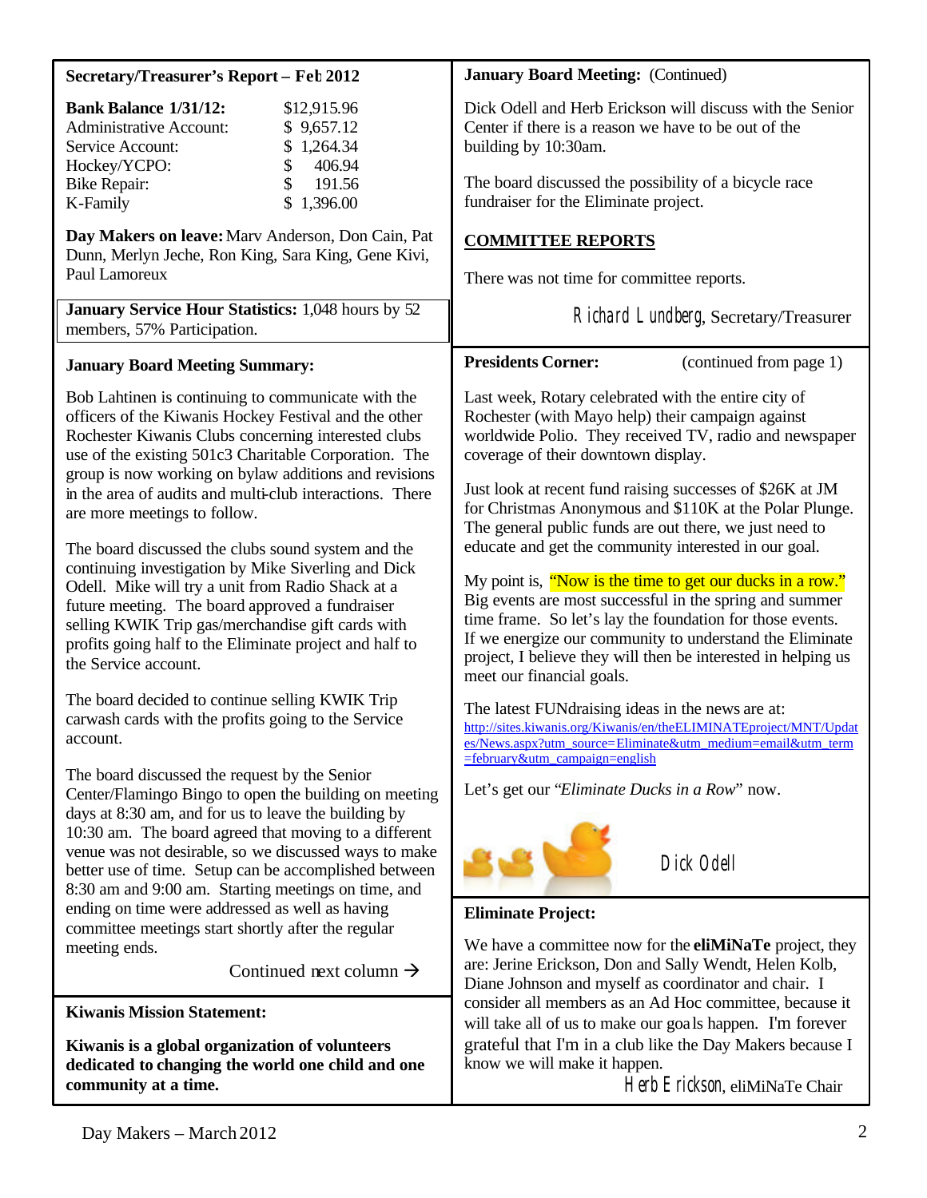## Secretary/Treasurer's Report – Feb 2012

| | |
|---|---|
| **Bank Balance 1/31/12:** | $12,915.96 |
| Administrative Account: | $ 9,657.12 |
| Service Account: | $ 1,264.34 |
| Hockey/YCPO: | $ 406.94 |
| Bike Repair: | $ 191.56 |
| K-Family | $ 1,396.00 |

**Day Makers on leave:** Marv Anderson, Don Cain, Pat Dunn, Merlyn Jeche, Ron King, Sara King, Gene Kivi, Paul Lamoreux

**January Service Hour Statistics:** 1,048 hours by 52 members, 57% Participation.

## January Board Meeting Summary:

Bob Lahtinen is continuing to communicate with the officers of the Kiwanis Hockey Festival and the other Rochester Kiwanis Clubs concerning interested clubs use of the existing 501c3 Charitable Corporation. The group is now working on bylaw additions and revisions in the area of audits and multi-club interactions. There are more meetings to follow.

The board discussed the clubs sound system and the continuing investigation by Mike Siverling and Dick Odell. Mike will try a unit from Radio Shack at a future meeting. The board approved a fundraiser selling KWIK Trip gas/merchandise gift cards with profits going half to the Eliminate project and half to the Service account.

The board decided to continue selling KWIK Trip carwash cards with the profits going to the Service account.

The board discussed the request by the Senior Center/Flamingo Bingo to open the building on meeting days at 8:30 am, and for us to leave the building by 10:30 am. The board agreed that moving to a different venue was not desirable, so we discussed ways to make better use of time. Setup can be accomplished between 8:30 am and 9:00 am. Starting meetings on time, and ending on time were addressed as well as having committee meetings start shortly after the regular meeting ends.

Continued next column →

## January Board Meeting: (Continued)

Dick Odell and Herb Erickson will discuss with the Senior Center if there is a reason we have to be out of the building by 10:30am.

The board discussed the possibility of a bicycle race fundraiser for the Eliminate project.

## COMMITTEE REPORTS

There was not time for committee reports.

Richard Lundberg, Secretary/Treasurer

## Kiwanis Mission Statement:

**Kiwanis is a global organization of volunteers dedicated to changing the world one child and one community at a time.**

## Presidents Corner: (continued from page 1)

Last week, Rotary celebrated with the entire city of Rochester (with Mayo help) their campaign against worldwide Polio. They received TV, radio and newspaper coverage of their downtown display.

Just look at recent fund raising successes of $26K at JM for Christmas Anonymous and $110K at the Polar Plunge. The general public funds are out there, we just need to educate and get the community interested in our goal.

My point is, "Now is the time to get our ducks in a row." Big events are most successful in the spring and summer time frame. So let's lay the foundation for those events. If we energize our community to understand the Eliminate project, I believe they will then be interested in helping us meet our financial goals.

The latest FUNdraising ideas in the news are at: http://sites.kiwanis.org/Kiwanis/en/theELIMINATEproject/MNT/Updates/News.aspx?utm_source=Eliminate&utm_medium=email&utm_term=february&utm_campaign=english

Let's get our "*Eliminate Ducks in a Row*" now.

Dick Odell

## Eliminate Project:

We have a committee now for the **eliMiNaTe** project, they are: Jerine Erickson, Don and Sally Wendt, Helen Kolb, Diane Johnson and myself as coordinator and chair. I consider all members as an Ad Hoc committee, because it will take all of us to make our goals happen. I'm forever grateful that I'm in a club like the Day Makers because I know we will make it happen.

Herb Erickson, eliMiNaTe Chair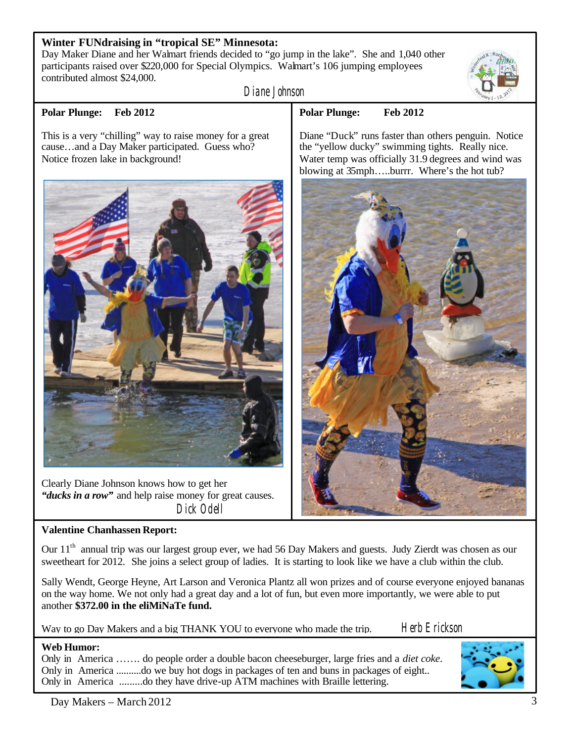**Winter FUNdraising in "tropical SE" Minnesota:**

Day Maker Diane and her Walmart friends decided to "go jump in the lake". She and 1,040 other participants raised over $220,000 for Special Olympics. Walmart's 106 jumping employees contributed almost $24,000.

Diane Johnson

**Polar Plunge: Feb 2012**

This is a very "chilling" way to raise money for a great cause…and a Day Maker participated. Guess who? Notice frozen lake in background!

Clearly Diane Johnson knows how to get her ***"ducks in a row"*** and help raise money for great causes.

Dick Odell

**Polar Plunge: Feb 2012**

Diane "Duck" runs faster than others penguin. Notice the "yellow ducky" swimming tights. Really nice. Water temp was officially 31.9 degrees and wind was blowing at 35mph…..burrr. Where's the hot tub?

**Valentine Chanhassen Report:**

Our 11th annual trip was our largest group ever, we had 56 Day Makers and guests. Judy Zierdt was chosen as our sweetheart for 2012. She joins a select group of ladies. It is starting to look like we have a club within the club.

Sally Wendt, George Heyne, Art Larson and Veronica Plantz all won prizes and of course everyone enjoyed bananas on the way home. We not only had a great day and a lot of fun, but even more importantly, we were able to put another **$372.00 in the eliMiNaTe fund.**

Way to go Day Makers and a big THANK YOU to everyone who made the trip.

Herb Erickson

**Web Humor:**

Only in America ……. do people order a double bacon cheeseburger, large fries and a *diet coke*.
Only in America ..........do we buy hot dogs in packages of ten and buns in packages of eight..
Only in America .........do they have drive-up ATM machines with Braille lettering.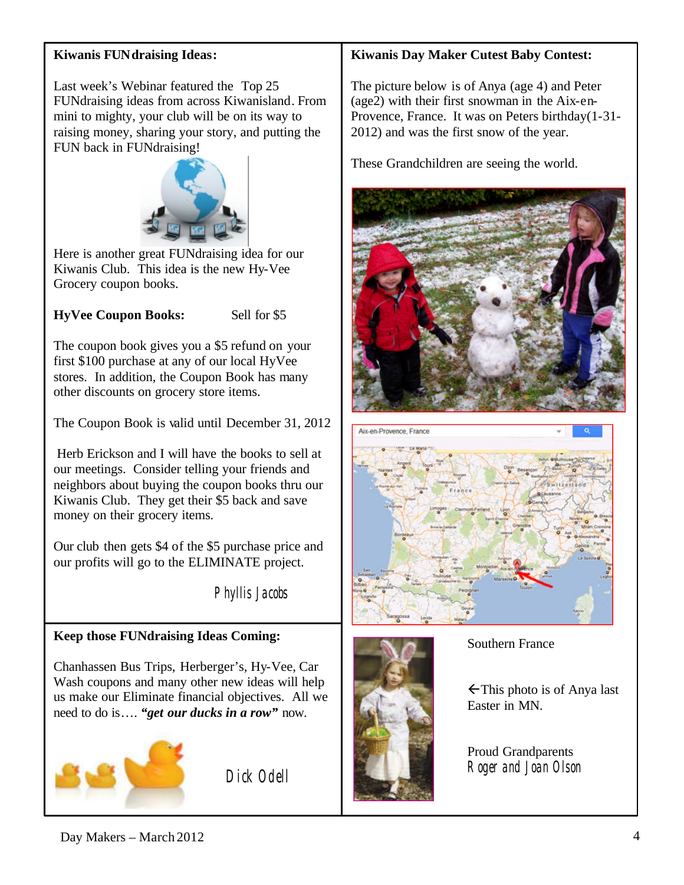## Kiwanis FUNdraising Ideas:

Last week's Webinar featured the Top 25 FUNdraising ideas from across Kiwanisland. From mini to mighty, your club will be on its way to raising money, sharing your story, and putting the FUN back in FUNdraising!

Here is another great FUNdraising idea for our Kiwanis Club. This idea is the new Hy-Vee Grocery coupon books.

**HyVee Coupon Books:** Sell for $5

The coupon book gives you a $5 refund on your first $100 purchase at any of our local HyVee stores. In addition, the Coupon Book has many other discounts on grocery store items.

The Coupon Book is valid until December 31, 2012

Herb Erickson and I will have the books to sell at our meetings. Consider telling your friends and neighbors about buying the coupon books thru our Kiwanis Club. They get their $5 back and save money on their grocery items.

Our club then gets $4 of the $5 purchase price and our profits will go to the ELIMINATE project.

Phyllis Jacobs

## Keep those FUNdraising Ideas Coming:

Chanhassen Bus Trips, Herberger's, Hy-Vee, Car Wash coupons and many other new ideas will help us make our Eliminate financial objectives. All we need to do is…. ***"get our ducks in a row"*** now.

Dick Odell

## Kiwanis Day Maker Cutest Baby Contest:

The picture below is of Anya (age 4) and Peter (age2) with their first snowman in the Aix-en-Provence, France. It was on Peters birthday(1-31-2012) and was the first snow of the year.

These Grandchildren are seeing the world.

Southern France

←This photo is of Anya last Easter in MN.

Proud Grandparents
Roger and Joan Olson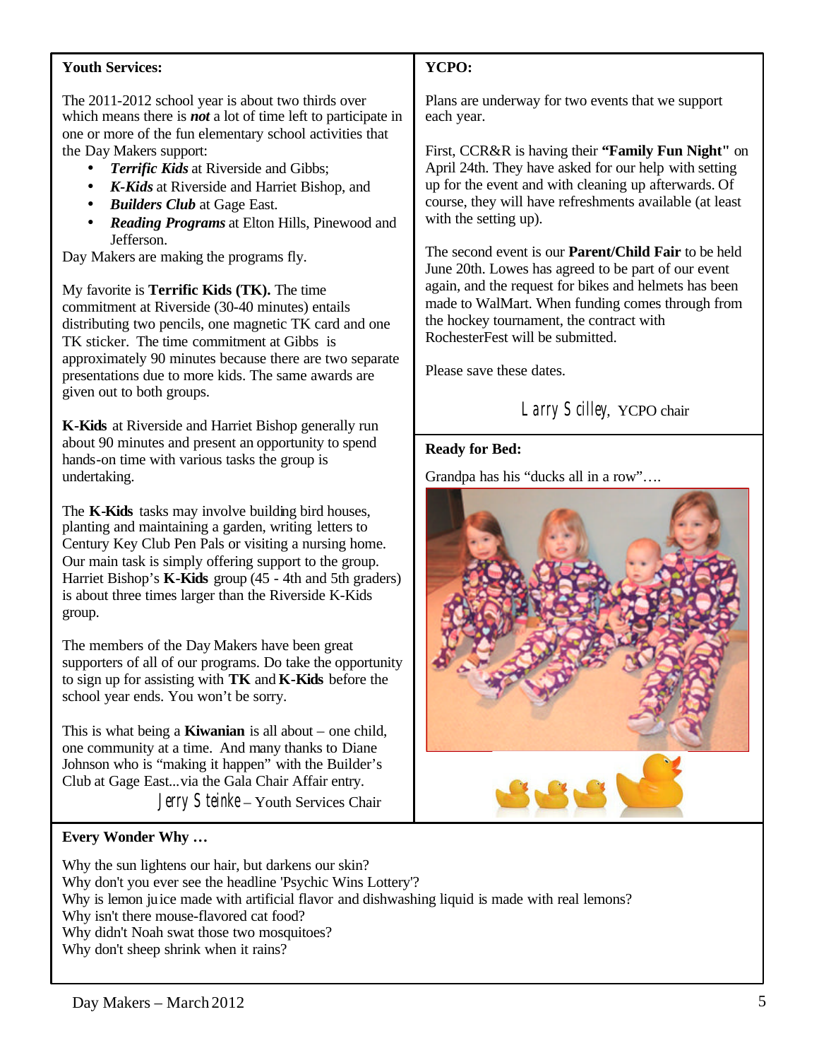## Youth Services:

The 2011-2012 school year is about two thirds over which means there is ***not*** a lot of time left to participate in one or more of the fun elementary school activities that the Day Makers support:

- ***Terrific Kids*** at Riverside and Gibbs;
- ***K-Kids*** at Riverside and Harriet Bishop, and
- ***Builders Club*** at Gage East.
- ***Reading Programs*** at Elton Hills, Pinewood and Jefferson.

Day Makers are making the programs fly.

My favorite is **Terrific Kids (TK).** The time commitment at Riverside (30-40 minutes) entails distributing two pencils, one magnetic TK card and one TK sticker. The time commitment at Gibbs is approximately 90 minutes because there are two separate presentations due to more kids. The same awards are given out to both groups.

**K-Kids** at Riverside and Harriet Bishop generally run about 90 minutes and present an opportunity to spend hands-on time with various tasks the group is undertaking.

The **K-Kids** tasks may involve building bird houses, planting and maintaining a garden, writing letters to Century Key Club Pen Pals or visiting a nursing home. Our main task is simply offering support to the group. Harriet Bishop's **K-Kids** group (45 - 4th and 5th graders) is about three times larger than the Riverside K-Kids group.

The members of the Day Makers have been great supporters of all of our programs. Do take the opportunity to sign up for assisting with **TK** and **K-Kids** before the school year ends. You won't be sorry.

This is what being a **Kiwanian** is all about – one child, one community at a time. And many thanks to Diane Johnson who is "making it happen" with the Builder's Club at Gage East...via the Gala Chair Affair entry.

Jerry Steinke – Youth Services Chair

## YCPO:

Plans are underway for two events that we support each year.

First, CCR&R is having their **"Family Fun Night"** on April 24th. They have asked for our help with setting up for the event and with cleaning up afterwards. Of course, they will have refreshments available (at least with the setting up).

The second event is our **Parent/Child Fair** to be held June 20th. Lowes has agreed to be part of our event again, and the request for bikes and helmets has been made to WalMart. When funding comes through from the hockey tournament, the contract with RochesterFest will be submitted.

Please save these dates.

Larry Scilley, YCPO chair

## Ready for Bed:

Grandpa has his "ducks all in a row"….

## Every Wonder Why …

Why the sun lightens our hair, but darkens our skin?
Why don't you ever see the headline 'Psychic Wins Lottery'?
Why is lemon juice made with artificial flavor and dishwashing liquid is made with real lemons?
Why isn't there mouse-flavored cat food?
Why didn't Noah swat those two mosquitoes?
Why don't sheep shrink when it rains?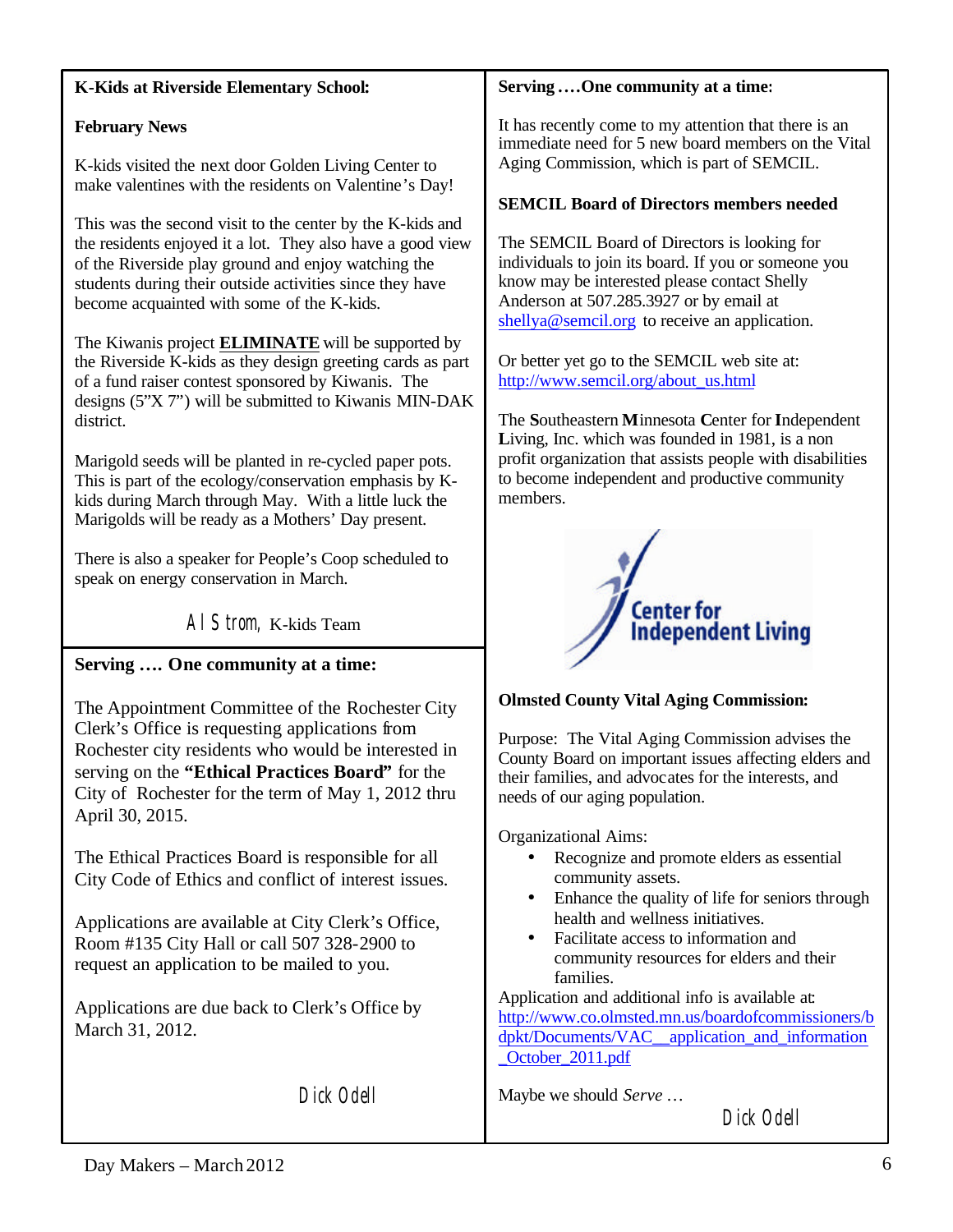**K-Kids at Riverside Elementary School:**

**February News**

K-kids visited the next door Golden Living Center to make valentines with the residents on Valentine's Day!

This was the second visit to the center by the K-kids and the residents enjoyed it a lot. They also have a good view of the Riverside play ground and enjoy watching the students during their outside activities since they have become acquainted with some of the K-kids.

The Kiwanis project **ELIMINATE** will be supported by the Riverside K-kids as they design greeting cards as part of a fund raiser contest sponsored by Kiwanis. The designs (5"X 7") will be submitted to Kiwanis MIN-DAK district.

Marigold seeds will be planted in re-cycled paper pots. This is part of the ecology/conservation emphasis by K-kids during March through May. With a little luck the Marigolds will be ready as a Mothers' Day present.

There is also a speaker for People's Coop scheduled to speak on energy conservation in March.

Al Strom, K-kids Team

**Serving …. One community at a time:**

The Appointment Committee of the Rochester City Clerk's Office is requesting applications from Rochester city residents who would be interested in serving on the **"Ethical Practices Board"** for the City of Rochester for the term of May 1, 2012 thru April 30, 2015.

The Ethical Practices Board is responsible for all City Code of Ethics and conflict of interest issues.

Applications are available at City Clerk's Office, Room #135 City Hall or call 507 328-2900 to request an application to be mailed to you.

Applications are due back to Clerk's Office by March 31, 2012.

Dick Odell

**Serving ….One community at a time:**

It has recently come to my attention that there is an immediate need for 5 new board members on the Vital Aging Commission, which is part of SEMCIL.

**SEMCIL Board of Directors members needed**

The SEMCIL Board of Directors is looking for individuals to join its board. If you or someone you know may be interested please contact Shelly Anderson at 507.285.3927 or by email at shellya@semcil.org to receive an application.

Or better yet go to the SEMCIL web site at: http://www.semcil.org/about_us.html

The **S**outheastern **M**innesota **C**enter for **I**ndependent **L**iving, Inc. which was founded in 1981, is a non profit organization that assists people with disabilities to become independent and productive community members.

Center for Independent Living

**Olmsted County Vital Aging Commission:**

Purpose: The Vital Aging Commission advises the County Board on important issues affecting elders and their families, and advocates for the interests, and needs of our aging population.

Organizational Aims:

- Recognize and promote elders as essential community assets.
- Enhance the quality of life for seniors through health and wellness initiatives.
- Facilitate access to information and community resources for elders and their families.

Application and additional info is available at: http://www.co.olmsted.mn.us/boardofcommissioners/bdpkt/Documents/VAC__application_and_information_October_2011.pdf

Maybe we should *Serve* …

Dick Odell